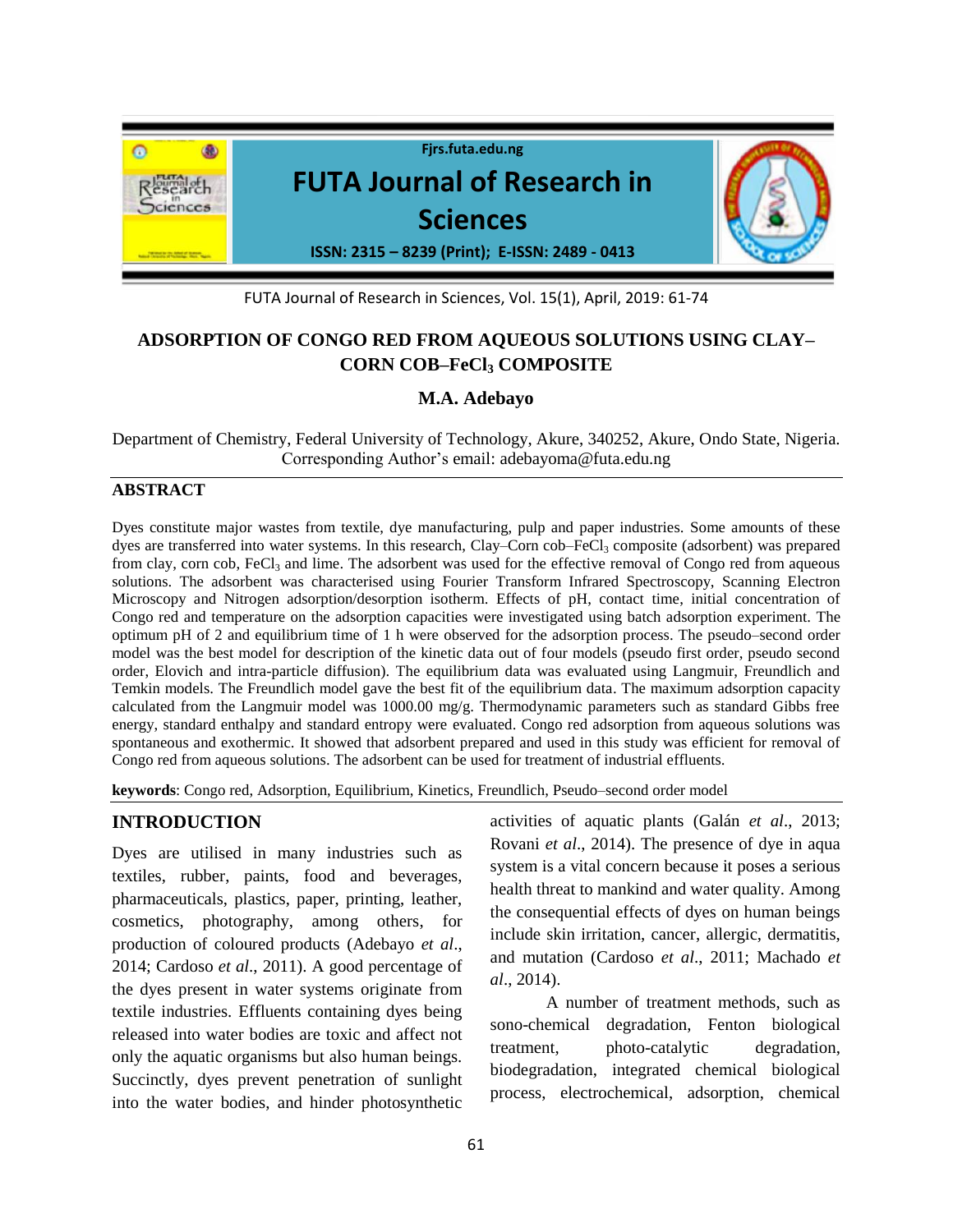# ADSORPTION OF CONGO RED FROM AQUEOUS SOLUTIONS USING CLAY–CORN COB–$FeCl_3$ COMPOSITE

**M.A. Adebayo**

Department of Chemistry, Federal University of Technology, Akure, 340252, Akure, Ondo State, Nigeria.
Corresponding Author's email: adebayoma@futa.edu.ng

## ABSTRACT

Dyes constitute major wastes from textile, dye manufacturing, pulp and paper industries. Some amounts of these dyes are transferred into water systems. In this research, Clay–Corn cob–$FeCl_3$ composite (adsorbent) was prepared from clay, corn cob, $FeCl_3$ and lime. The adsorbent was used for the effective removal of Congo red from aqueous solutions. The adsorbent was characterised using Fourier Transform Infrared Spectroscopy, Scanning Electron Microscopy and Nitrogen adsorption/desorption isotherm. Effects of pH, contact time, initial concentration of Congo red and temperature on the adsorption capacities were investigated using batch adsorption experiment. The optimum pH of 2 and equilibrium time of 1 h were observed for the adsorption process. The pseudo–second order model was the best model for description of the kinetic data out of four models (pseudo first order, pseudo second order, Elovich and intra-particle diffusion). The equilibrium data was evaluated using Langmuir, Freundlich and Temkin models. The Freundlich model gave the best fit of the equilibrium data. The maximum adsorption capacity calculated from the Langmuir model was 1000.00 mg/g. Thermodynamic parameters such as standard Gibbs free energy, standard enthalpy and standard entropy were evaluated. Congo red adsorption from aqueous solutions was spontaneous and exothermic. It showed that adsorbent prepared and used in this study was efficient for removal of Congo red from aqueous solutions. The adsorbent can be used for treatment of industrial effluents.

**keywords**: Congo red, Adsorption, Equilibrium, Kinetics, Freundlich, Pseudo–second order model

## INTRODUCTION

Dyes are utilised in many industries such as textiles, rubber, paints, food and beverages, pharmaceuticals, plastics, paper, printing, leather, cosmetics, photography, among others, for production of coloured products (Adebayo *et al*., 2014; Cardoso *et al*., 2011). A good percentage of the dyes present in water systems originate from textile industries. Effluents containing dyes being released into water bodies are toxic and affect not only the aquatic organisms but also human beings. Succinctly, dyes prevent penetration of sunlight into the water bodies, and hinder photosynthetic activities of aquatic plants (Galán *et al*., 2013; Rovani *et al*., 2014). The presence of dye in aqua system is a vital concern because it poses a serious health threat to mankind and water quality. Among the consequential effects of dyes on human beings include skin irritation, cancer, allergic, dermatitis, and mutation (Cardoso *et al*., 2011; Machado *et al*., 2014).

A number of treatment methods, such as sono-chemical degradation, Fenton biological treatment, photo-catalytic degradation, biodegradation, integrated chemical biological process, electrochemical, adsorption, chemical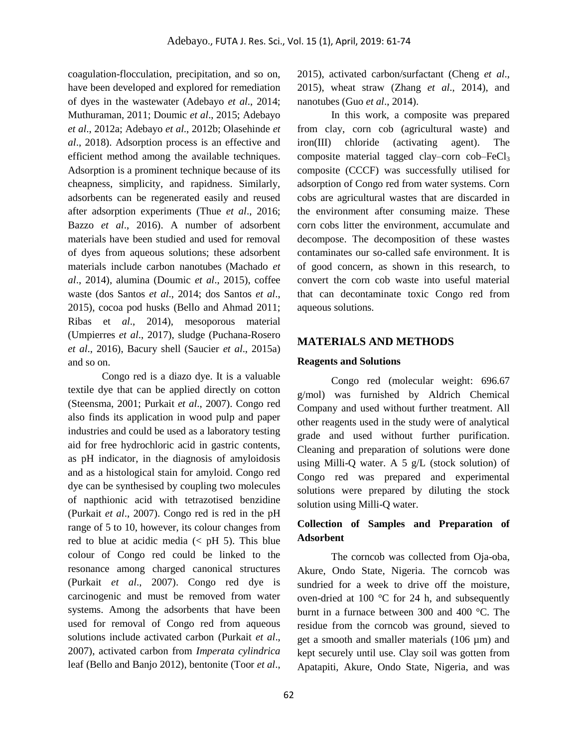coagulation-flocculation, precipitation, and so on, have been developed and explored for remediation of dyes in the wastewater (Adebayo *et al*., 2014; Muthuraman, 2011; Doumic *et al*., 2015; Adebayo *et al*., 2012a; Adebayo *et al*., 2012b; Olasehinde *et al*., 2018). Adsorption process is an effective and efficient method among the available techniques. Adsorption is a prominent technique because of its cheapness, simplicity, and rapidness. Similarly, adsorbents can be regenerated easily and reused after adsorption experiments (Thue *et al*., 2016; Bazzo *et al*., 2016). A number of adsorbent materials have been studied and used for removal of dyes from aqueous solutions; these adsorbent materials include carbon nanotubes (Machado *et al*., 2014), alumina (Doumic *et al*., 2015), coffee waste (dos Santos *et al*., 2014; dos Santos *et al*., 2015), cocoa pod husks (Bello and Ahmad 2011; Ribas et *al*., 2014), mesoporous material (Umpierres *et al*., 2017), sludge (Puchana-Rosero *et al*., 2016), Bacury shell (Saucier *et al*., 2015a) and so on.

Congo red is a diazo dye. It is a valuable textile dye that can be applied directly on cotton (Steensma, 2001; Purkait *et al*., 2007). Congo red also finds its application in wood pulp and paper industries and could be used as a laboratory testing aid for free hydrochloric acid in gastric contents, as pH indicator, in the diagnosis of amyloidosis and as a histological stain for amyloid. Congo red dye can be synthesised by coupling two molecules of napthionic acid with tetrazotised benzidine (Purkait *et al*., 2007). Congo red is red in the pH range of 5 to 10, however, its colour changes from red to blue at acidic media (< pH 5). This blue colour of Congo red could be linked to the resonance among charged canonical structures (Purkait *et al*., 2007). Congo red dye is carcinogenic and must be removed from water systems. Among the adsorbents that have been used for removal of Congo red from aqueous solutions include activated carbon (Purkait *et al*., 2007), activated carbon from *Imperata cylindrica* leaf (Bello and Banjo 2012), bentonite (Toor *et al*., 2015), activated carbon/surfactant (Cheng *et al*., 2015), wheat straw (Zhang *et al*., 2014), and nanotubes (Guo *et al*., 2014).

In this work, a composite was prepared from clay, corn cob (agricultural waste) and iron(III) chloride (activating agent). The composite material tagged clay–corn cob–$FeCl_3$ composite (CCCF) was successfully utilised for adsorption of Congo red from water systems. Corn cobs are agricultural wastes that are discarded in the environment after consuming maize. These corn cobs litter the environment, accumulate and decompose. The decomposition of these wastes contaminates our so-called safe environment. It is of good concern, as shown in this research, to convert the corn cob waste into useful material that can decontaminate toxic Congo red from aqueous solutions.

## MATERIALS AND METHODS

### Reagents and Solutions

Congo red (molecular weight: 696.67 g/mol) was furnished by Aldrich Chemical Company and used without further treatment. All other reagents used in the study were of analytical grade and used without further purification. Cleaning and preparation of solutions were done using Milli-Q water. A 5 g/L (stock solution) of Congo red was prepared and experimental solutions were prepared by diluting the stock solution using Milli-Q water.

### Collection of Samples and Preparation of Adsorbent

The corncob was collected from Oja-oba, Akure, Ondo State, Nigeria. The corncob was sundried for a week to drive off the moisture, oven-dried at 100 °C for 24 h, and subsequently burnt in a furnace between 300 and 400 °C. The residue from the corncob was ground, sieved to get a smooth and smaller materials (106 µm) and kept securely until use. Clay soil was gotten from Apatapiti, Akure, Ondo State, Nigeria, and was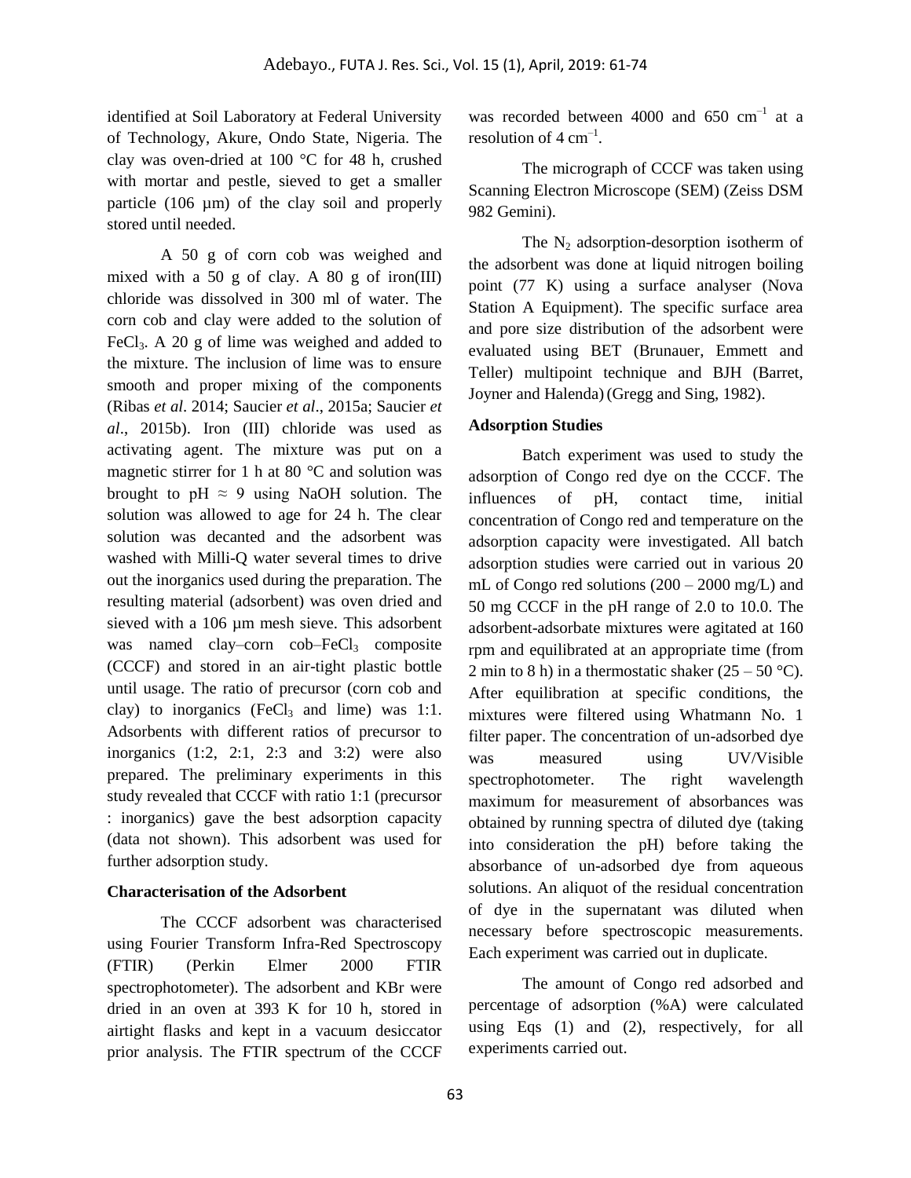identified at Soil Laboratory at Federal University of Technology, Akure, Ondo State, Nigeria. The clay was oven-dried at 100 °C for 48 h, crushed with mortar and pestle, sieved to get a smaller particle (106 µm) of the clay soil and properly stored until needed.

A 50 g of corn cob was weighed and mixed with a 50 g of clay. A 80 g of iron(III) chloride was dissolved in 300 ml of water. The corn cob and clay were added to the solution of $FeCl_3$. A 20 g of lime was weighed and added to the mixture. The inclusion of lime was to ensure smooth and proper mixing of the components (Ribas *et al*. 2014; Saucier *et al*., 2015a; Saucier *et al*., 2015b). Iron (III) chloride was used as activating agent. The mixture was put on a magnetic stirrer for 1 h at 80 °C and solution was brought to pH ≈ 9 using NaOH solution. The solution was allowed to age for 24 h. The clear solution was decanted and the adsorbent was washed with Milli-Q water several times to drive out the inorganics used during the preparation. The resulting material (adsorbent) was oven dried and sieved with a 106 µm mesh sieve. This adsorbent was named clay–corn cob–$FeCl_3$ composite (CCCF) and stored in an air-tight plastic bottle until usage. The ratio of precursor (corn cob and clay) to inorganics ($FeCl_3$ and lime) was 1:1. Adsorbents with different ratios of precursor to inorganics (1:2, 2:1, 2:3 and 3:2) were also prepared. The preliminary experiments in this study revealed that CCCF with ratio 1:1 (precursor : inorganics) gave the best adsorption capacity (data not shown). This adsorbent was used for further adsorption study.

**Characterisation of the Adsorbent**

The CCCF adsorbent was characterised using Fourier Transform Infra-Red Spectroscopy (FTIR) (Perkin Elmer 2000 FTIR spectrophotometer). The adsorbent and KBr were dried in an oven at 393 K for 10 h, stored in airtight flasks and kept in a vacuum desiccator prior analysis. The FTIR spectrum of the CCCF was recorded between 4000 and 650 $cm^{-1}$ at a resolution of 4 $cm^{-1}$.

The micrograph of CCCF was taken using Scanning Electron Microscope (SEM) (Zeiss DSM 982 Gemini).

The $N_2$ adsorption-desorption isotherm of the adsorbent was done at liquid nitrogen boiling point (77 K) using a surface analyser (Nova Station A Equipment). The specific surface area and pore size distribution of the adsorbent were evaluated using BET (Brunauer, Emmett and Teller) multipoint technique and BJH (Barret, Joyner and Halenda) (Gregg and Sing, 1982).

**Adsorption Studies**

Batch experiment was used to study the adsorption of Congo red dye on the CCCF. The influences of pH, contact time, initial concentration of Congo red and temperature on the adsorption capacity were investigated. All batch adsorption studies were carried out in various 20 mL of Congo red solutions (200 – 2000 mg/L) and 50 mg CCCF in the pH range of 2.0 to 10.0. The adsorbent-adsorbate mixtures were agitated at 160 rpm and equilibrated at an appropriate time (from 2 min to 8 h) in a thermostatic shaker (25 – 50 °C). After equilibration at specific conditions, the mixtures were filtered using Whatmann No. 1 filter paper. The concentration of un-adsorbed dye was measured using UV/Visible spectrophotometer. The right wavelength maximum for measurement of absorbances was obtained by running spectra of diluted dye (taking into consideration the pH) before taking the absorbance of un-adsorbed dye from aqueous solutions. An aliquot of the residual concentration of dye in the supernatant was diluted when necessary before spectroscopic measurements. Each experiment was carried out in duplicate.

The amount of Congo red adsorbed and percentage of adsorption (%A) were calculated using Eqs (1) and (2), respectively, for all experiments carried out.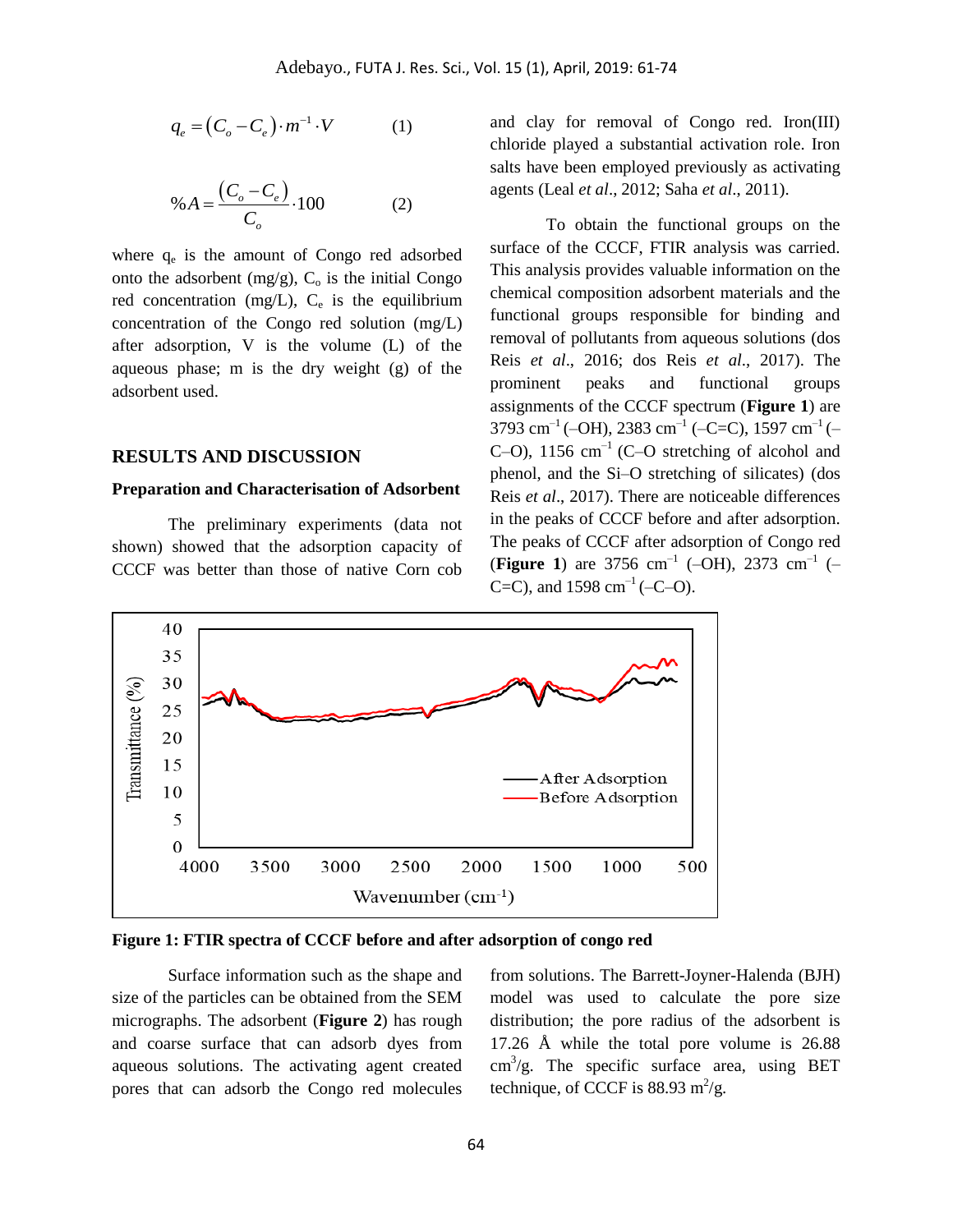$$q_e = (C_o - C_e) \cdot m^{-1} \cdot V \qquad (1)$$

$$\%A = \frac{(C_o - C_e)}{C_o} \cdot 100 \qquad (2)$$

where $q_e$ is the amount of Congo red adsorbed onto the adsorbent (mg/g), $C_o$ is the initial Congo red concentration (mg/L), $C_e$ is the equilibrium concentration of the Congo red solution (mg/L) after adsorption, V is the volume (L) of the aqueous phase; m is the dry weight (g) of the adsorbent used.

## RESULTS AND DISCUSSION

### Preparation and Characterisation of Adsorbent

The preliminary experiments (data not shown) showed that the adsorption capacity of CCCF was better than those of native Corn cob and clay for removal of Congo red. Iron(III) chloride played a substantial activation role. Iron salts have been employed previously as activating agents (Leal *et al*., 2012; Saha *et al*., 2011).

To obtain the functional groups on the surface of the CCCF, FTIR analysis was carried. This analysis provides valuable information on the chemical composition adsorbent materials and the functional groups responsible for binding and removal of pollutants from aqueous solutions (dos Reis *et al*., 2016; dos Reis *et al*., 2017). The prominent peaks and functional groups assignments of the CCCF spectrum (**Figure 1**) are 3793 $cm^{-1}$ (–OH), 2383 $cm^{-1}$ (–C=C), 1597 $cm^{-1}$ (–C–O), 1156 $cm^{-1}$ (C–O stretching of alcohol and phenol, and the Si–O stretching of silicates) (dos Reis *et al*., 2017). There are noticeable differences in the peaks of CCCF before and after adsorption. The peaks of CCCF after adsorption of Congo red (**Figure 1**) are 3756 $cm^{-1}$ (–OH), 2373 $cm^{-1}$ (–C=C), and 1598 $cm^{-1}$ (–C–O).

**Figure 1: FTIR spectra of CCCF before and after adsorption of congo red**

Surface information such as the shape and size of the particles can be obtained from the SEM micrographs. The adsorbent (**Figure 2**) has rough and coarse surface that can adsorb dyes from aqueous solutions. The activating agent created pores that can adsorb the Congo red molecules from solutions. The Barrett-Joyner-Halenda (BJH) model was used to calculate the pore size distribution; the pore radius of the adsorbent is 17.26 Å while the total pore volume is 26.88 $cm^3/g$. The specific surface area, using BET technique, of CCCF is 88.93 $m^2/g$.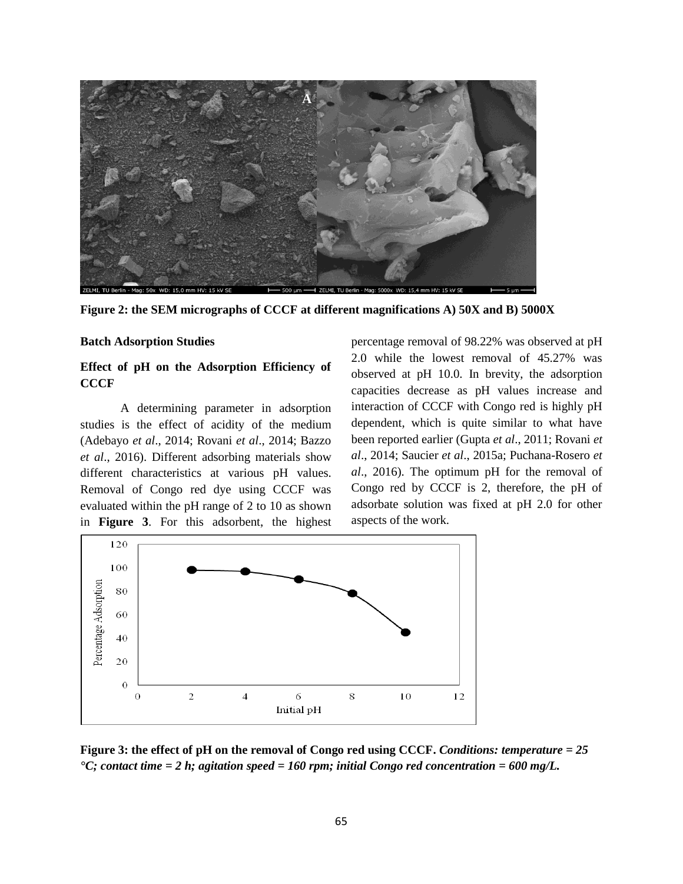Figure 2: the SEM micrographs of CCCF at different magnifications A) 50X and B) 5000X

### Batch Adsorption Studies

### Effect of pH on the Adsorption Efficiency of CCCF

A determining parameter in adsorption studies is the effect of acidity of the medium (Adebayo *et al*., 2014; Rovani *et al*., 2014; Bazzo *et al*., 2016). Different adsorbing materials show different characteristics at various pH values. Removal of Congo red dye using CCCF was evaluated within the pH range of 2 to 10 as shown in **Figure 3**. For this adsorbent, the highest percentage removal of 98.22% was observed at pH 2.0 while the lowest removal of 45.27% was observed at pH 10.0. In brevity, the adsorption capacities decrease as pH values increase and interaction of CCCF with Congo red is highly pH dependent, which is quite similar to what have been reported earlier (Gupta *et al*., 2011; Rovani *et al*., 2014; Saucier *et al*., 2015a; Puchana-Rosero *et al*., 2016). The optimum pH for the removal of Congo red by CCCF is 2, therefore, the pH of adsorbate solution was fixed at pH 2.0 for other aspects of the work.

**Figure 3: the effect of pH on the removal of Congo red using CCCF.** ***Conditions: temperature = 25 °C; contact time = 2 h; agitation speed = 160 rpm; initial Congo red concentration = 600 mg/L.***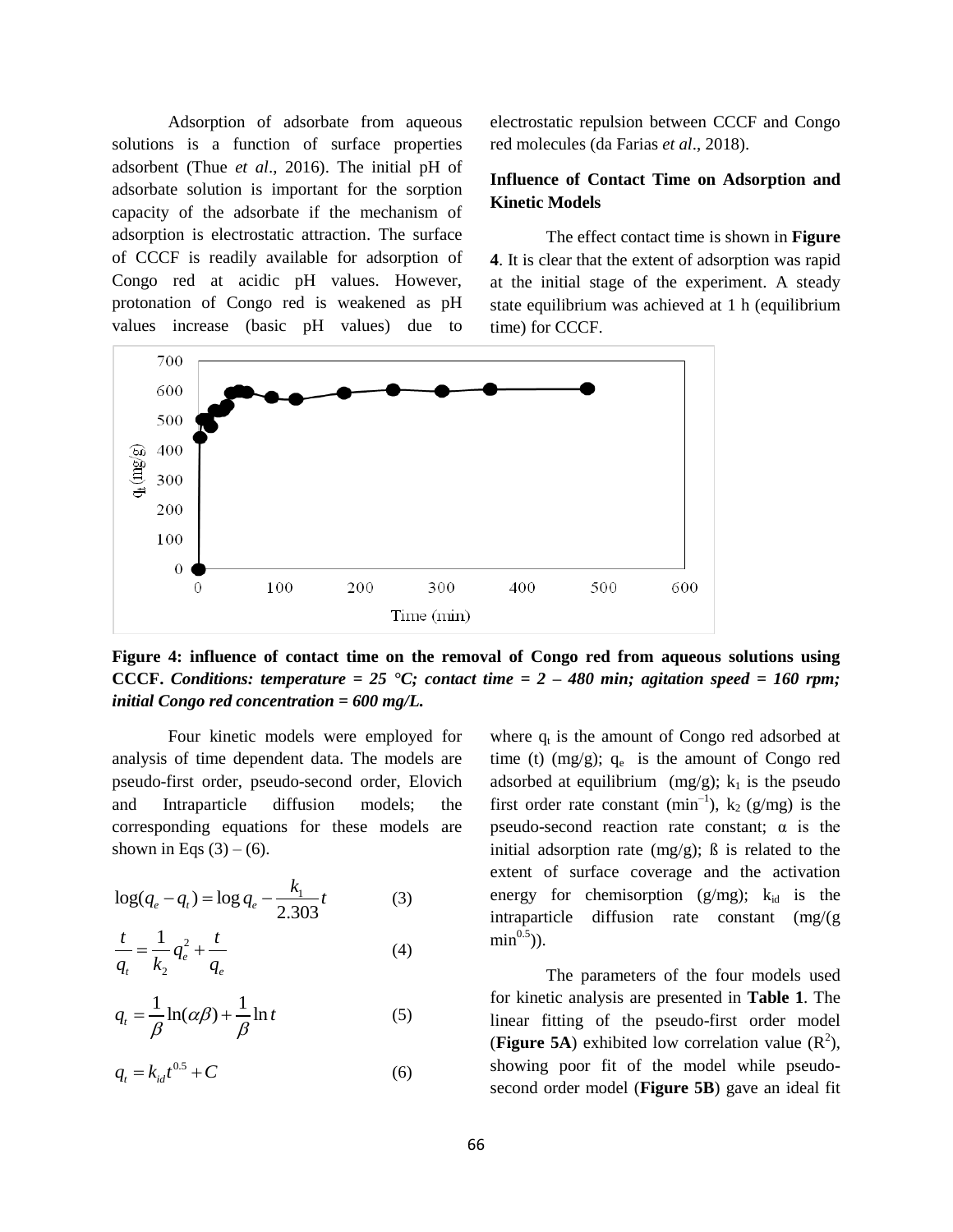Adsorption of adsorbate from aqueous solutions is a function of surface properties adsorbent (Thue *et al*., 2016). The initial pH of adsorbate solution is important for the sorption capacity of the adsorbate if the mechanism of adsorption is electrostatic attraction. The surface of CCCF is readily available for adsorption of Congo red at acidic pH values. However, protonation of Congo red is weakened as pH values increase (basic pH values) due to electrostatic repulsion between CCCF and Congo red molecules (da Farias *et al*., 2018).

**Influence of Contact Time on Adsorption and Kinetic Models**

The effect contact time is shown in **Figure 4**. It is clear that the extent of adsorption was rapid at the initial stage of the experiment. A steady state equilibrium was achieved at 1 h (equilibrium time) for CCCF.

**Figure 4: influence of contact time on the removal of Congo red from aqueous solutions using CCCF.** ***Conditions: temperature = 25 °C; contact time = 2 – 480 min; agitation speed = 160 rpm; initial Congo red concentration = 600 mg/L.***

Four kinetic models were employed for analysis of time dependent data. The models are pseudo-first order, pseudo-second order, Elovich and Intraparticle diffusion models; the corresponding equations for these models are shown in Eqs (3) – (6).

$$\log(q_e - q_t) = \log q_e - \frac{k_1}{2.303}t \qquad (3)$$

$$\frac{t}{q_t} = \frac{1}{k_2}q_e^2 + \frac{t}{q_e} \qquad (4)$$

$$q_t = \frac{1}{\beta}\ln(\alpha\beta) + \frac{1}{\beta}\ln t \qquad (5)$$

$$q_t = k_{id}t^{0.5} + C \qquad (6)$$

where $q_t$ is the amount of Congo red adsorbed at time (t) (mg/g); $q_e$ is the amount of Congo red adsorbed at equilibrium (mg/g); $k_1$ is the pseudo first order rate constant ($min^{-1}$), $k_2$ (g/mg) is the pseudo-second reaction rate constant; α is the initial adsorption rate (mg/g); ß is related to the extent of surface coverage and the activation energy for chemisorption (g/mg); $k_{id}$ is the intraparticle diffusion rate constant (mg/(g $min^{0.5}$)).

The parameters of the four models used for kinetic analysis are presented in **Table 1**. The linear fitting of the pseudo-first order model (**Figure 5A**) exhibited low correlation value ($R^2$), showing poor fit of the model while pseudo-second order model (**Figure 5B**) gave an ideal fit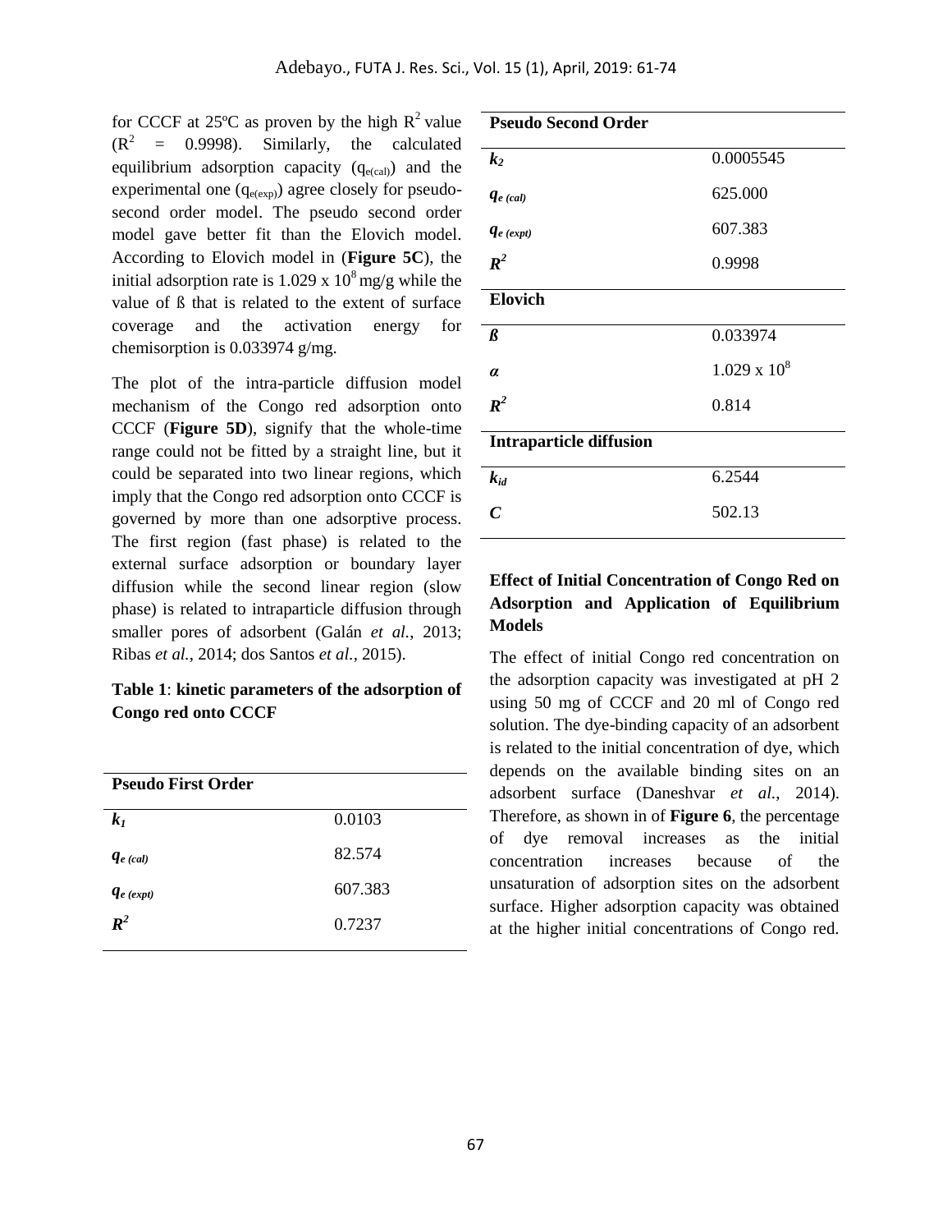for CCCF at 25ºC as proven by the high $R^2$ value ($R^2$ = 0.9998). Similarly, the calculated equilibrium adsorption capacity ($q_{e(cal)}$) and the experimental one ($q_{e(exp)}$) agree closely for pseudo-second order model. The pseudo second order model gave better fit than the Elovich model. According to Elovich model in (**Figure 5C**), the initial adsorption rate is $1.029 \times 10^8$ mg/g while the value of ß that is related to the extent of surface coverage and the activation energy for chemisorption is 0.033974 g/mg.

The plot of the intra-particle diffusion model mechanism of the Congo red adsorption onto CCCF (**Figure 5D**), signify that the whole-time range could not be fitted by a straight line, but it could be separated into two linear regions, which imply that the Congo red adsorption onto CCCF is governed by more than one adsorptive process. The first region (fast phase) is related to the external surface adsorption or boundary layer diffusion while the second linear region (slow phase) is related to intraparticle diffusion through smaller pores of adsorbent (Galán *et al.*, 2013; Ribas *et al.*, 2014; dos Santos *et al.*, 2015).

**Table 1**: **kinetic parameters of the adsorption of Congo red onto CCCF**

| **Pseudo First Order** | |
|---|---|
| $k_1$ | 0.0103 |
| $q_{e\,(cal)}$ | 82.574 |
| $q_{e\,(expt)}$ | 607.383 |
| $R^2$ | 0.7237 |
| **Pseudo Second Order** | |
| $k_2$ | 0.0005545 |
| $q_{e\,(cal)}$ | 625.000 |
| $q_{e\,(expt)}$ | 607.383 |
| $R^2$ | 0.9998 |
| **Elovich** | |
| $ß$ | 0.033974 |
| $\alpha$ | $1.029 \times 10^8$ |
| $R^2$ | 0.814 |
| **Intraparticle diffusion** | |
| $k_{id}$ | 6.2544 |
| $C$ | 502.13 |

**Effect of Initial Concentration of Congo Red on Adsorption and Application of Equilibrium Models**

The effect of initial Congo red concentration on the adsorption capacity was investigated at pH 2 using 50 mg of CCCF and 20 ml of Congo red solution. The dye-binding capacity of an adsorbent is related to the initial concentration of dye, which depends on the available binding sites on an adsorbent surface (Daneshvar *et al.*, 2014). Therefore, as shown in of **Figure 6**, the percentage of dye removal increases as the initial concentration increases because of the unsaturation of adsorption sites on the adsorbent surface. Higher adsorption capacity was obtained at the higher initial concentrations of Congo red.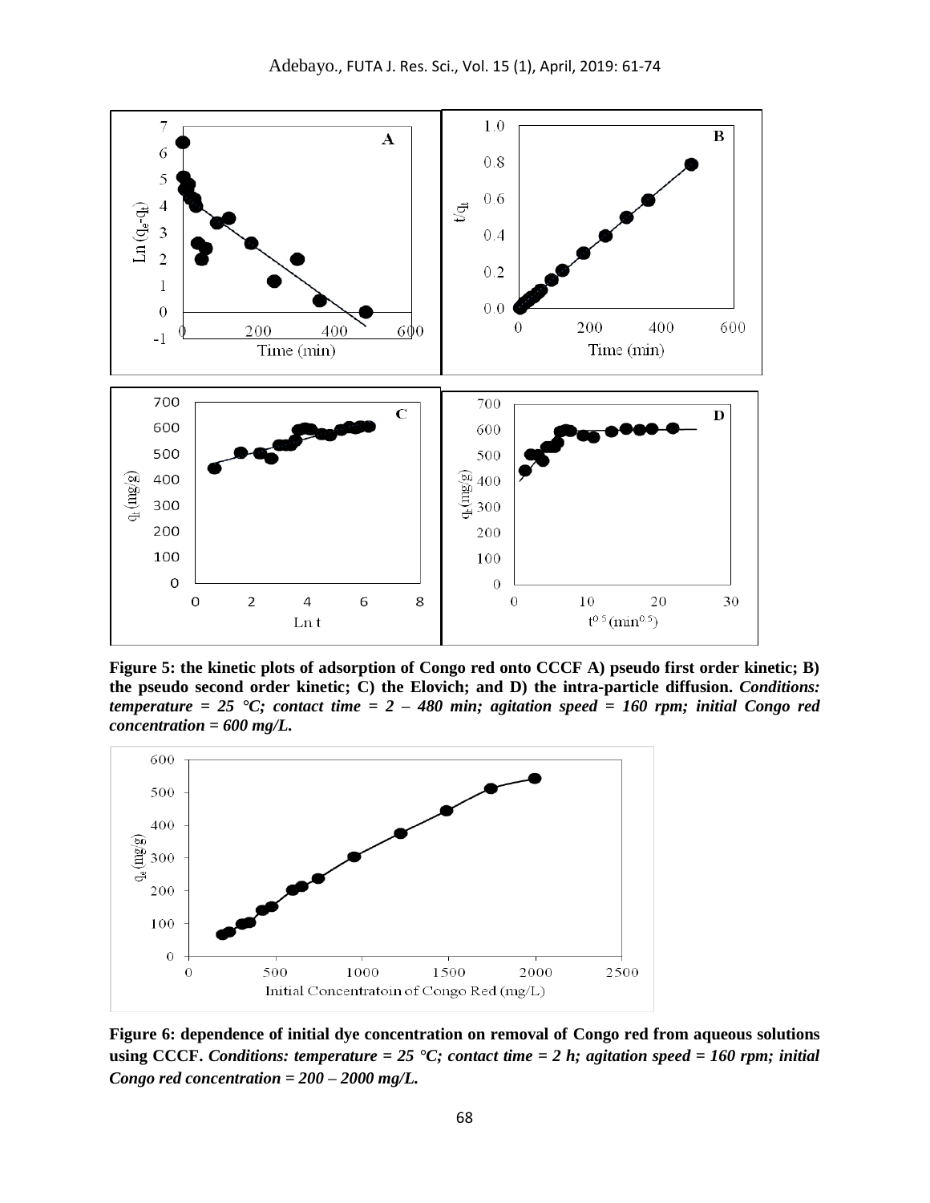**Figure 5: the kinetic plots of adsorption of Congo red onto CCCF A) pseudo first order kinetic; B) the pseudo second order kinetic; C) the Elovich; and D) the intra-particle diffusion.** ***Conditions: temperature = 25 °C; contact time = 2 – 480 min; agitation speed = 160 rpm; initial Congo red concentration = 600 mg/L.***

**Figure 6: dependence of initial dye concentration on removal of Congo red from aqueous solutions using CCCF.** ***Conditions: temperature = 25 °C; contact time = 2 h; agitation speed = 160 rpm; initial Congo red concentration = 200 – 2000 mg/L.***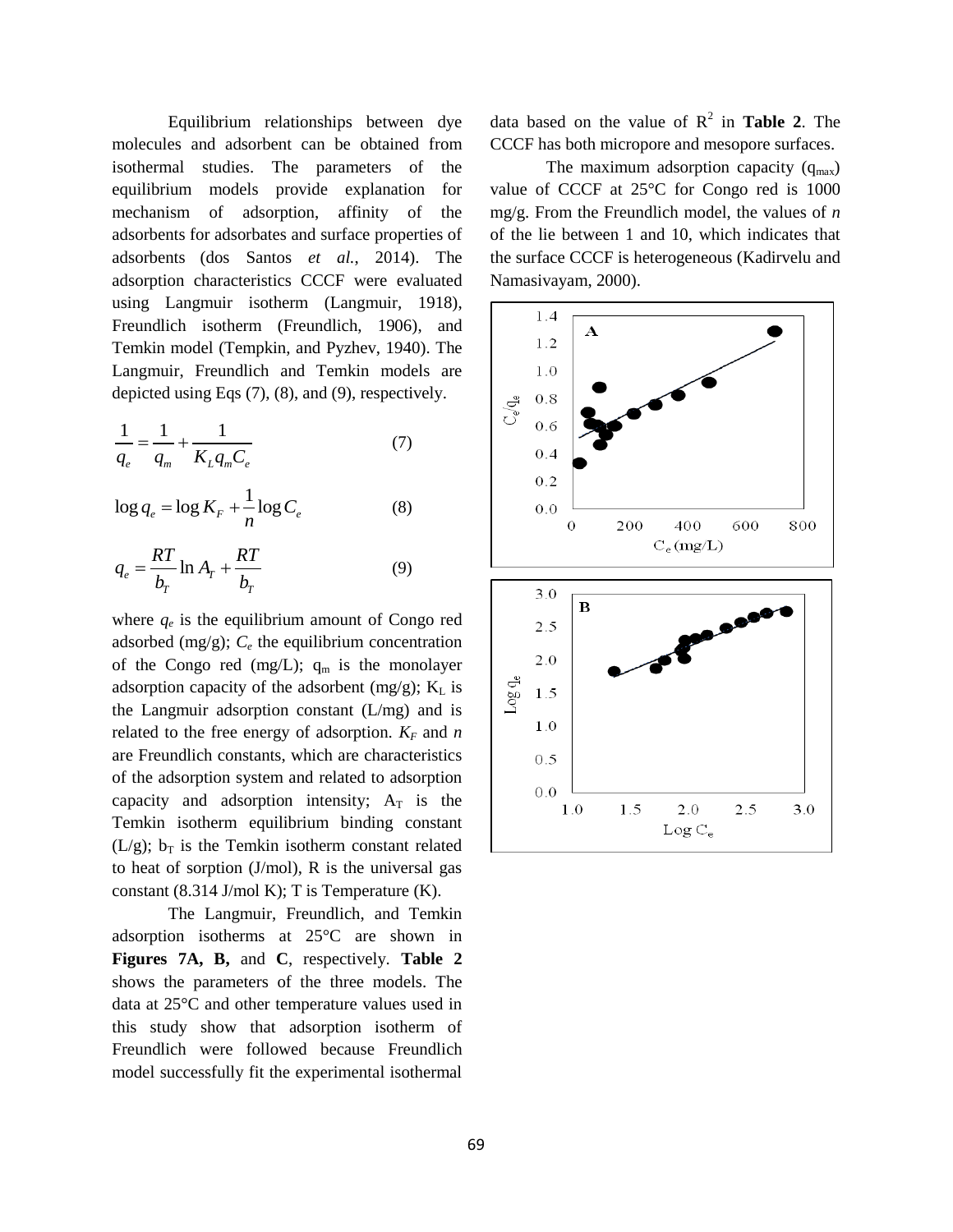Equilibrium relationships between dye molecules and adsorbent can be obtained from isothermal studies. The parameters of the equilibrium models provide explanation for mechanism of adsorption, affinity of the adsorbents for adsorbates and surface properties of adsorbents (dos Santos *et al.*, 2014). The adsorption characteristics CCCF were evaluated using Langmuir isotherm (Langmuir, 1918), Freundlich isotherm (Freundlich, 1906), and Temkin model (Tempkin, and Pyzhev, 1940). The Langmuir, Freundlich and Temkin models are depicted using Eqs (7), (8), and (9), respectively.

$$\frac{1}{q_e} = \frac{1}{q_m} + \frac{1}{K_L q_m C_e} \tag{7}$$

$$\log q_e = \log K_F + \frac{1}{n} \log C_e \tag{8}$$

$$q_e = \frac{RT}{b_T} \ln A_T + \frac{RT}{b_T} \tag{9}$$

where $q_e$ is the equilibrium amount of Congo red adsorbed (mg/g); $C_e$ the equilibrium concentration of the Congo red (mg/L); $q_m$ is the monolayer adsorption capacity of the adsorbent (mg/g); $K_L$ is the Langmuir adsorption constant (L/mg) and is related to the free energy of adsorption. $K_F$ and $n$ are Freundlich constants, which are characteristics of the adsorption system and related to adsorption capacity and adsorption intensity; $A_T$ is the Temkin isotherm equilibrium binding constant (L/g); $b_T$ is the Temkin isotherm constant related to heat of sorption (J/mol), R is the universal gas constant (8.314 J/mol K); T is Temperature (K).

The Langmuir, Freundlich, and Temkin adsorption isotherms at 25°C are shown in **Figures 7A, B,** and **C**, respectively. **Table 2** shows the parameters of the three models. The data at 25°C and other temperature values used in this study show that adsorption isotherm of Freundlich were followed because Freundlich model successfully fit the experimental isothermal data based on the value of $R^2$ in **Table 2**. The CCCF has both micropore and mesopore surfaces.

The maximum adsorption capacity ($q_{max}$) value of CCCF at 25°C for Congo red is 1000 mg/g. From the Freundlich model, the values of *n* of the lie between 1 and 10, which indicates that the surface CCCF is heterogeneous (Kadirvelu and Namasivayam, 2000).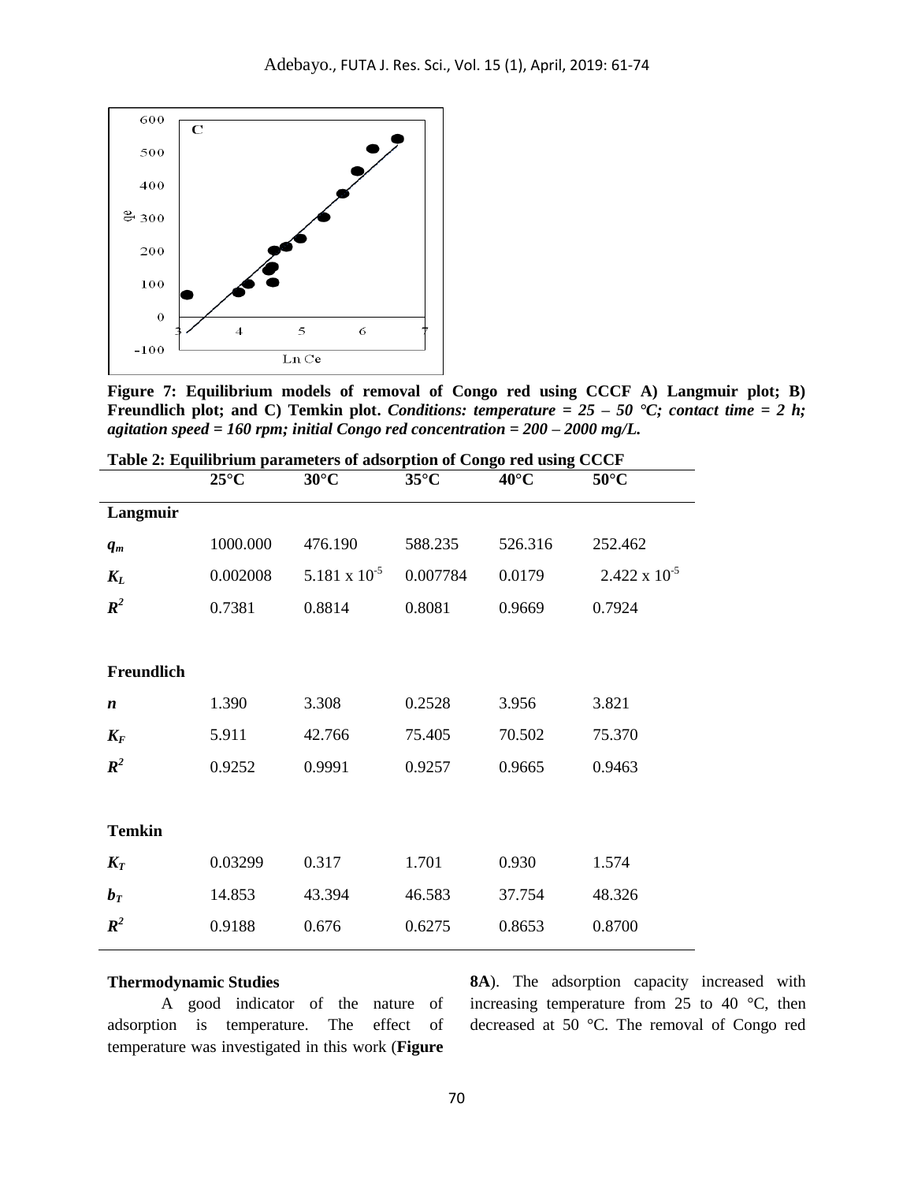**Figure 7: Equilibrium models of removal of Congo red using CCCF A) Langmuir plot; B) Freundlich plot; and C) Temkin plot.** *Conditions: temperature = 25 – 50 °C; contact time = 2 h; agitation speed = 160 rpm; initial Congo red concentration = 200 – 2000 mg/L.*

**Table 2: Equilibrium parameters of adsorption of Congo red using CCCF**

| | 25°C | 30°C | 35°C | 40°C | 50°C |
|---|---|---|---|---|---|
| **Langmuir** | | | | | |
| $q_m$ | 1000.000 | 476.190 | 588.235 | 526.316 | 252.462 |
| $K_L$ | 0.002008 | $5.181 \times 10^{-5}$ | 0.007784 | 0.0179 | $2.422 \times 10^{-5}$ |
| $R^2$ | 0.7381 | 0.8814 | 0.8081 | 0.9669 | 0.7924 |
| **Freundlich** | | | | | |
| $n$ | 1.390 | 3.308 | 0.2528 | 3.956 | 3.821 |
| $K_F$ | 5.911 | 42.766 | 75.405 | 70.502 | 75.370 |
| $R^2$ | 0.9252 | 0.9991 | 0.9257 | 0.9665 | 0.9463 |
| **Temkin** | | | | | |
| $K_T$ | 0.03299 | 0.317 | 1.701 | 0.930 | 1.574 |
| $b_T$ | 14.853 | 43.394 | 46.583 | 37.754 | 48.326 |
| $R^2$ | 0.9188 | 0.676 | 0.6275 | 0.8653 | 0.8700 |

**Thermodynamic Studies**

A good indicator of the nature of adsorption is temperature. The effect of temperature was investigated in this work (**Figure 8A**). The adsorption capacity increased with increasing temperature from 25 to 40 °C, then decreased at 50 °C. The removal of Congo red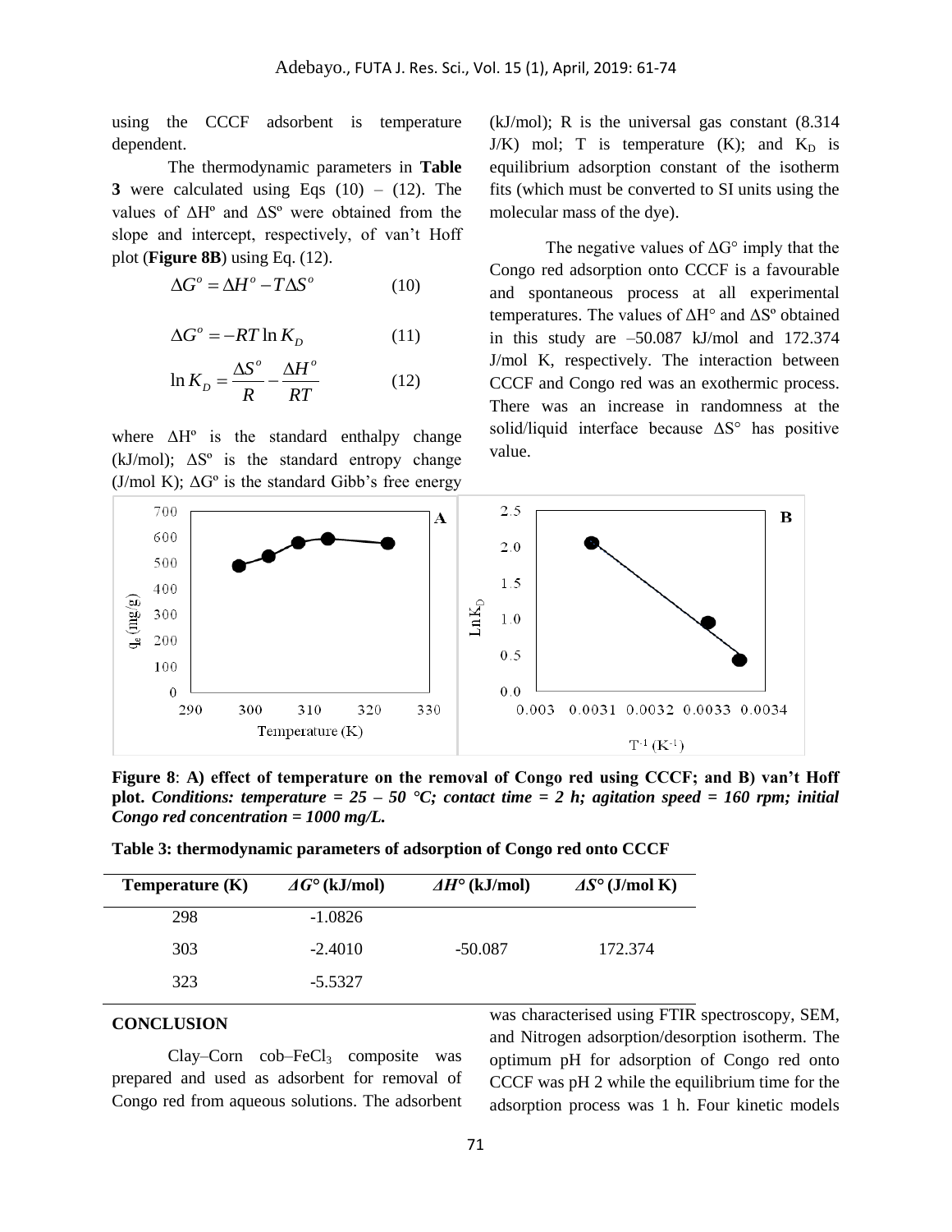using the CCCF adsorbent is temperature dependent.

The thermodynamic parameters in **Table 3** were calculated using Eqs (10) – (12). The values of ΔHº and ΔSº were obtained from the slope and intercept, respectively, of van't Hoff plot (**Figure 8B**) using Eq. (12).

$$\Delta G^o = \Delta H^o - T\Delta S^o \quad (10)$$

$$\Delta G^o = -RT \ln K_D \quad (11)$$

$$\ln K_D = \frac{\Delta S^o}{R} - \frac{\Delta H^o}{RT} \quad (12)$$

where ΔHº is the standard enthalpy change (kJ/mol); ΔSº is the standard entropy change (J/mol K); ΔGº is the standard Gibb's free energy (kJ/mol); R is the universal gas constant (8.314 J/K) mol; T is temperature (K); and $K_D$ is equilibrium adsorption constant of the isotherm fits (which must be converted to SI units using the molecular mass of the dye).

The negative values of ΔG° imply that the Congo red adsorption onto CCCF is a favourable and spontaneous process at all experimental temperatures. The values of ΔH° and ΔSº obtained in this study are –50.087 kJ/mol and 172.374 J/mol K, respectively. The interaction between CCCF and Congo red was an exothermic process. There was an increase in randomness at the solid/liquid interface because ΔS° has positive value.

**Figure 8**: **A) effect of temperature on the removal of Congo red using CCCF; and B) van't Hoff plot.** ***Conditions: temperature = 25 – 50 °C; contact time = 2 h; agitation speed = 160 rpm; initial Congo red concentration = 1000 mg/L.***

**Table 3: thermodynamic parameters of adsorption of Congo red onto CCCF**

| Temperature (K) | *Δ G*° (kJ/mol) | *Δ H*° (kJ/mol) | *Δ S*° (J/mol K) |
|---|---|---|---|
| 298 | -1.0826 | | |
| 303 | -2.4010 | -50.087 | 172.374 |
| 323 | -5.5327 | | |

## CONCLUSION

Clay–Corn cob–$FeCl_3$ composite was prepared and used as adsorbent for removal of Congo red from aqueous solutions. The adsorbent was characterised using FTIR spectroscopy, SEM, and Nitrogen adsorption/desorption isotherm. The optimum pH for adsorption of Congo red onto CCCF was pH 2 while the equilibrium time for the adsorption process was 1 h. Four kinetic models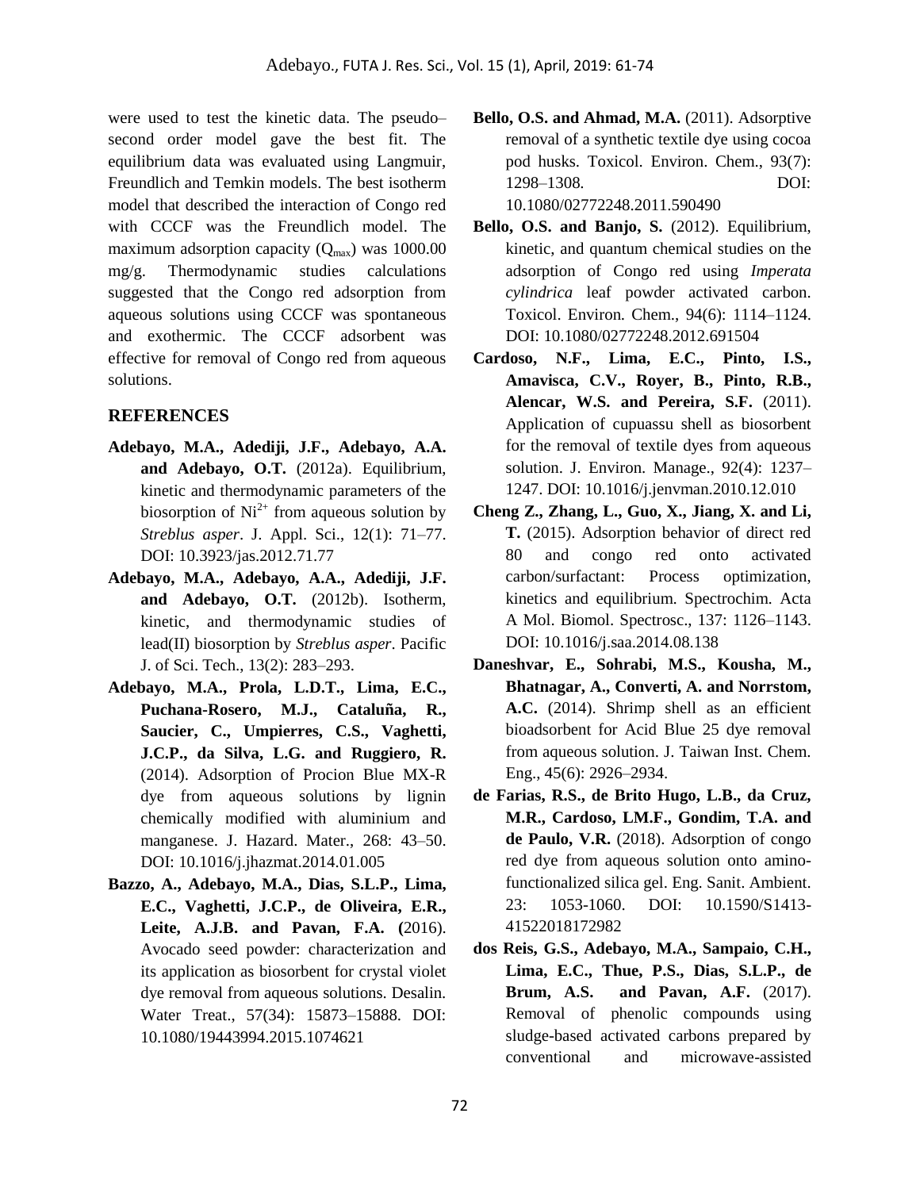were used to test the kinetic data. The pseudo–second order model gave the best fit. The equilibrium data was evaluated using Langmuir, Freundlich and Temkin models. The best isotherm model that described the interaction of Congo red with CCCF was the Freundlich model. The maximum adsorption capacity ($Q_{max}$) was 1000.00 mg/g. Thermodynamic studies calculations suggested that the Congo red adsorption from aqueous solutions using CCCF was spontaneous and exothermic. The CCCF adsorbent was effective for removal of Congo red from aqueous solutions.

## REFERENCES

**Adebayo, M.A., Adediji, J.F., Adebayo, A.A. and Adebayo, O.T.** (2012a). Equilibrium, kinetic and thermodynamic parameters of the biosorption of $Ni^{2+}$ from aqueous solution by *Streblus asper*. J. Appl. Sci., 12(1): 71–77. DOI: 10.3923/jas.2012.71.77

**Adebayo, M.A., Adebayo, A.A., Adediji, J.F. and Adebayo, O.T.** (2012b). Isotherm, kinetic, and thermodynamic studies of lead(II) biosorption by *Streblus asper*. Pacific J. of Sci. Tech., 13(2): 283–293.

**Adebayo, M.A., Prola, L.D.T., Lima, E.C., Puchana-Rosero, M.J., Cataluña, R., Saucier, C., Umpierres, C.S., Vaghetti, J.C.P., da Silva, L.G. and Ruggiero, R.** (2014). Adsorption of Procion Blue MX-R dye from aqueous solutions by lignin chemically modified with aluminium and manganese. J. Hazard. Mater., 268: 43–50. DOI: 10.1016/j.jhazmat.2014.01.005

**Bazzo, A., Adebayo, M.A., Dias, S.L.P., Lima, E.C., Vaghetti, J.C.P., de Oliveira, E.R., Leite, A.J.B. and Pavan, F.A. (**2016). Avocado seed powder: characterization and its application as biosorbent for crystal violet dye removal from aqueous solutions. Desalin. Water Treat., 57(34): 15873–15888. DOI: 10.1080/19443994.2015.1074621

**Bello, O.S. and Ahmad, M.A.** (2011). Adsorptive removal of a synthetic textile dye using cocoa pod husks. Toxicol. Environ. Chem., 93(7): 1298–1308. DOI: 10.1080/02772248.2011.590490

**Bello, O.S. and Banjo, S.** (2012). Equilibrium, kinetic, and quantum chemical studies on the adsorption of Congo red using *Imperata cylindrica* leaf powder activated carbon. Toxicol. Environ. Chem., 94(6): 1114–1124. DOI: 10.1080/02772248.2012.691504

**Cardoso, N.F., Lima, E.C., Pinto, I.S., Amavisca, C.V., Royer, B., Pinto, R.B., Alencar, W.S. and Pereira, S.F.** (2011). Application of cupuassu shell as biosorbent for the removal of textile dyes from aqueous solution. J. Environ. Manage., 92(4): 1237–1247. DOI: 10.1016/j.jenvman.2010.12.010

**Cheng Z., Zhang, L., Guo, X., Jiang, X. and Li, T.** (2015). Adsorption behavior of direct red 80 and congo red onto activated carbon/surfactant: Process optimization, kinetics and equilibrium. Spectrochim. Acta A Mol. Biomol. Spectrosc., 137: 1126–1143. DOI: 10.1016/j.saa.2014.08.138

**Daneshvar, E., Sohrabi, M.S., Kousha, M., Bhatnagar, A., Converti, A. and Norrstom, A.C.** (2014). Shrimp shell as an efficient bioadsorbent for Acid Blue 25 dye removal from aqueous solution. J. Taiwan Inst. Chem. Eng., 45(6): 2926–2934.

**de Farias, R.S., de Brito Hugo, L.B., da Cruz, M.R., Cardoso, LM.F., Gondim, T.A. and de Paulo, V.R.** (2018). Adsorption of congo red dye from aqueous solution onto amino-functionalized silica gel. Eng. Sanit. Ambient. 23: 1053-1060. DOI: 10.1590/S1413-41522018172982

**dos Reis, G.S., Adebayo, M.A., Sampaio, C.H., Lima, E.C., Thue, P.S., Dias, S.L.P., de Brum, A.S. and Pavan, A.F.** (2017). Removal of phenolic compounds using sludge-based activated carbons prepared by conventional and microwave-assisted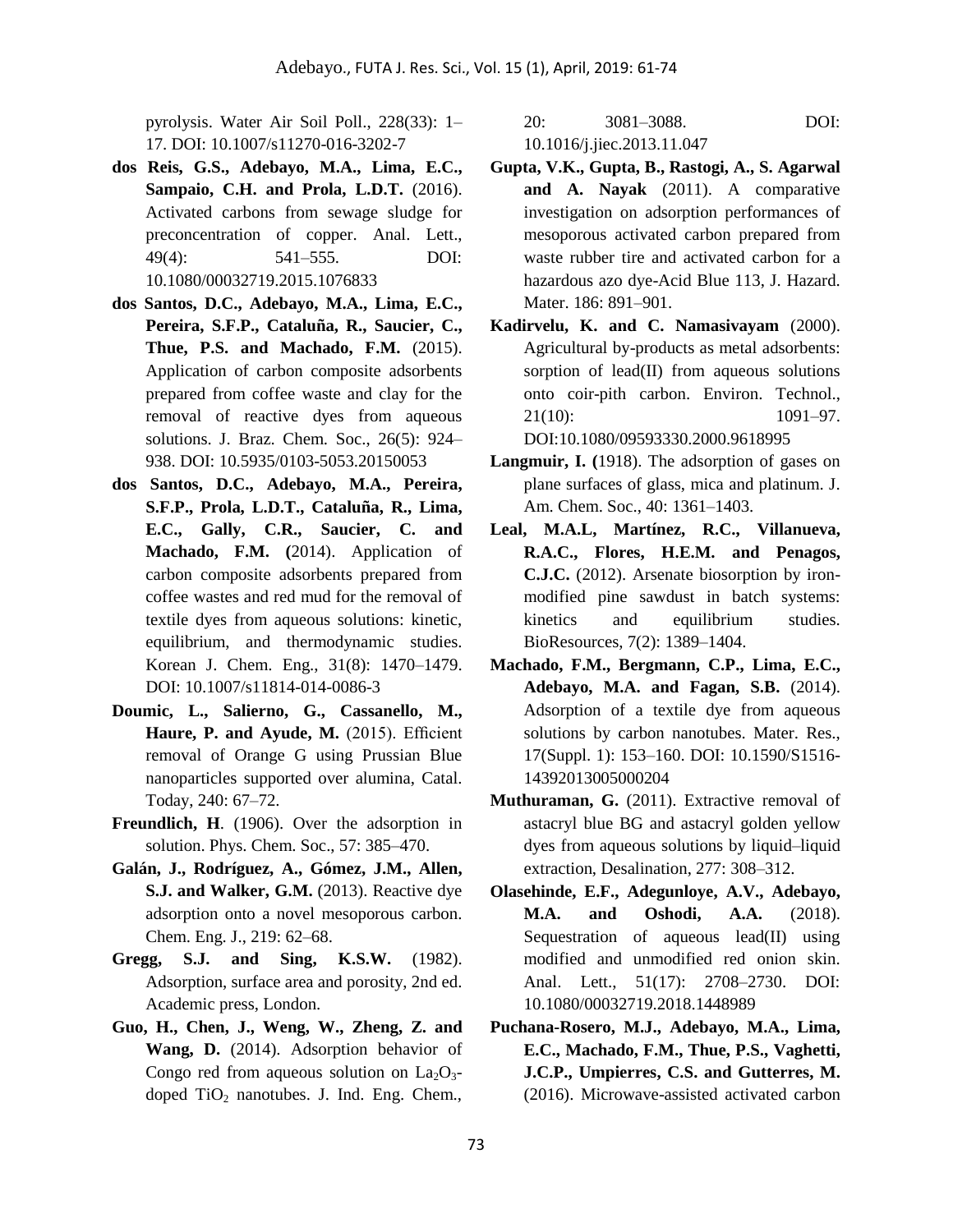pyrolysis. Water Air Soil Poll., 228(33): 1–17. DOI: 10.1007/s11270-016-3202-7

**dos Reis, G.S., Adebayo, M.A., Lima, E.C., Sampaio, C.H. and Prola, L.D.T.** (2016). Activated carbons from sewage sludge for preconcentration of copper. Anal. Lett., 49(4): 541–555. DOI: 10.1080/00032719.2015.1076833

**dos Santos, D.C., Adebayo, M.A., Lima, E.C., Pereira, S.F.P., Cataluña, R., Saucier, C., Thue, P.S. and Machado, F.M.** (2015). Application of carbon composite adsorbents prepared from coffee waste and clay for the removal of reactive dyes from aqueous solutions. J. Braz. Chem. Soc., 26(5): 924–938. DOI: 10.5935/0103-5053.20150053

**dos Santos, D.C., Adebayo, M.A., Pereira, S.F.P., Prola, L.D.T., Cataluña, R., Lima, E.C., Gally, C.R., Saucier, C. and Machado, F.M. (**2014). Application of carbon composite adsorbents prepared from coffee wastes and red mud for the removal of textile dyes from aqueous solutions: kinetic, equilibrium, and thermodynamic studies. Korean J. Chem. Eng., 31(8): 1470–1479. DOI: 10.1007/s11814-014-0086-3

**Doumic, L., Salierno, G., Cassanello, M., Haure, P. and Ayude, M.** (2015). Efficient removal of Orange G using Prussian Blue nanoparticles supported over alumina, Catal. Today, 240: 67–72.

**Freundlich, H**. (1906). Over the adsorption in solution. Phys. Chem. Soc., 57: 385–470.

**Galán, J., Rodríguez, A., Gómez, J.M., Allen, S.J. and Walker, G.M.** (2013). Reactive dye adsorption onto a novel mesoporous carbon. Chem. Eng. J., 219: 62–68.

**Gregg, S.J. and Sing, K.S.W.** (1982). Adsorption, surface area and porosity, 2nd ed. Academic press, London.

**Guo, H., Chen, J., Weng, W., Zheng, Z. and Wang, D.** (2014). Adsorption behavior of Congo red from aqueous solution on $La_2O_3$-doped $TiO_2$ nanotubes. J. Ind. Eng. Chem., 20: 3081–3088. DOI: 10.1016/j.jiec.2013.11.047

**Gupta, V.K., Gupta, B., Rastogi, A., S. Agarwal and A. Nayak** (2011). A comparative investigation on adsorption performances of mesoporous activated carbon prepared from waste rubber tire and activated carbon for a hazardous azo dye-Acid Blue 113, J. Hazard. Mater. 186: 891–901.

**Kadirvelu, K. and C. Namasivayam** (2000). Agricultural by-products as metal adsorbents: sorption of lead(II) from aqueous solutions onto coir-pith carbon. Environ. Technol., 21(10): 1091–97. DOI:10.1080/09593330.2000.9618995

**Langmuir, I. (**1918). The adsorption of gases on plane surfaces of glass, mica and platinum. J. Am. Chem. Soc., 40: 1361–1403.

**Leal, M.A.L, Martínez, R.C., Villanueva, R.A.C., Flores, H.E.M. and Penagos, C.J.C.** (2012). Arsenate biosorption by iron-modified pine sawdust in batch systems: kinetics and equilibrium studies. BioResources, 7(2): 1389–1404.

**Machado, F.M., Bergmann, C.P., Lima, E.C., Adebayo, M.A. and Fagan, S.B.** (2014). Adsorption of a textile dye from aqueous solutions by carbon nanotubes. Mater. Res., 17(Suppl. 1): 153–160. DOI: 10.1590/S1516-14392013005000204

**Muthuraman, G.** (2011). Extractive removal of astacryl blue BG and astacryl golden yellow dyes from aqueous solutions by liquid–liquid extraction, Desalination, 277: 308–312.

**Olasehinde, E.F., Adegunloye, A.V., Adebayo, M.A. and Oshodi, A.A.** (2018). Sequestration of aqueous lead(II) using modified and unmodified red onion skin. Anal. Lett., 51(17): 2708–2730. DOI: 10.1080/00032719.2018.1448989

**Puchana-Rosero, M.J., Adebayo, M.A., Lima, E.C., Machado, F.M., Thue, P.S., Vaghetti, J.C.P., Umpierres, C.S. and Gutterres, M.** (2016). Microwave-assisted activated carbon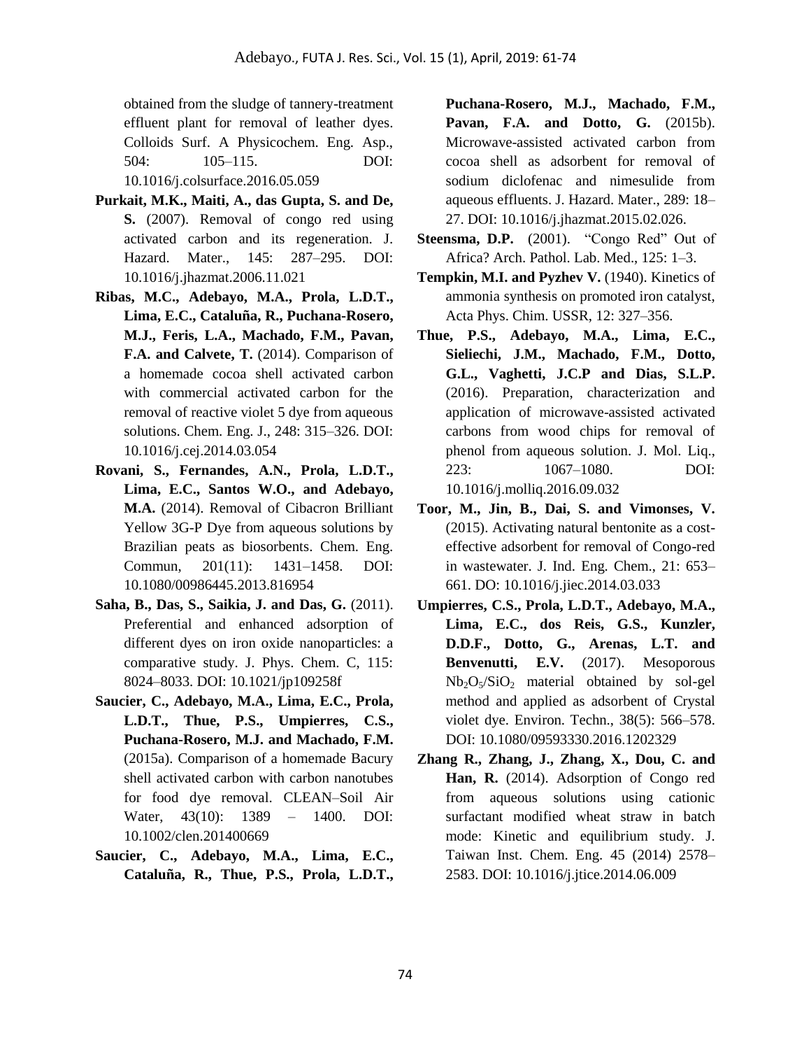obtained from the sludge of tannery-treatment effluent plant for removal of leather dyes. Colloids Surf. A Physicochem. Eng. Asp., 504: 105–115. DOI: 10.1016/j.colsurface.2016.05.059

**Purkait, M.K., Maiti, A., das Gupta, S. and De, S.** (2007). Removal of congo red using activated carbon and its regeneration. J. Hazard. Mater., 145: 287–295. DOI: 10.1016/j.jhazmat.2006.11.021

**Ribas, M.C., Adebayo, M.A., Prola, L.D.T., Lima, E.C., Cataluña, R., Puchana-Rosero, M.J., Feris, L.A., Machado, F.M., Pavan, F.A. and Calvete, T.** (2014). Comparison of a homemade cocoa shell activated carbon with commercial activated carbon for the removal of reactive violet 5 dye from aqueous solutions. Chem. Eng. J., 248: 315–326. DOI: 10.1016/j.cej.2014.03.054

**Rovani, S., Fernandes, A.N., Prola, L.D.T., Lima, E.C., Santos W.O., and Adebayo, M.A.** (2014). Removal of Cibacron Brilliant Yellow 3G-P Dye from aqueous solutions by Brazilian peats as biosorbents. Chem. Eng. Commun, 201(11): 1431–1458. DOI: 10.1080/00986445.2013.816954

**Saha, B., Das, S., Saikia, J. and Das, G.** (2011). Preferential and enhanced adsorption of different dyes on iron oxide nanoparticles: a comparative study. J. Phys. Chem. C, 115: 8024–8033. DOI: 10.1021/jp109258f

**Saucier, C., Adebayo, M.A., Lima, E.C., Prola, L.D.T., Thue, P.S., Umpierres, C.S., Puchana-Rosero, M.J. and Machado, F.M.** (2015a). Comparison of a homemade Bacury shell activated carbon with carbon nanotubes for food dye removal. CLEAN–Soil Air Water, 43(10): 1389 – 1400. DOI: 10.1002/clen.201400669

**Saucier, C., Adebayo, M.A., Lima, E.C., Cataluña, R., Thue, P.S., Prola, L.D.T., Puchana-Rosero, M.J., Machado, F.M., Pavan, F.A. and Dotto, G.** (2015b). Microwave-assisted activated carbon from cocoa shell as adsorbent for removal of sodium diclofenac and nimesulide from aqueous effluents. J. Hazard. Mater., 289: 18–27. DOI: 10.1016/j.jhazmat.2015.02.026.

**Steensma, D.P.** (2001). "Congo Red" Out of Africa? Arch. Pathol. Lab. Med., 125: 1–3.

**Tempkin, M.I. and Pyzhev V.** (1940). Kinetics of ammonia synthesis on promoted iron catalyst, Acta Phys. Chim. USSR, 12: 327–356.

**Thue, P.S., Adebayo, M.A., Lima, E.C., Sieliechi, J.M., Machado, F.M., Dotto, G.L., Vaghetti, J.C.P and Dias, S.L.P.** (2016). Preparation, characterization and application of microwave-assisted activated carbons from wood chips for removal of phenol from aqueous solution. J. Mol. Liq., 223: 1067–1080. DOI: 10.1016/j.molliq.2016.09.032

**Toor, M., Jin, B., Dai, S. and Vimonses, V.** (2015). Activating natural bentonite as a cost-effective adsorbent for removal of Congo-red in wastewater. J. Ind. Eng. Chem., 21: 653–661. DO: 10.1016/j.jiec.2014.03.033

**Umpierres, C.S., Prola, L.D.T., Adebayo, M.A., Lima, E.C., dos Reis, G.S., Kunzler, D.D.F., Dotto, G., Arenas, L.T. and Benvenutti, E.V.** (2017). Mesoporous $Nb_2O_5/SiO_2$ material obtained by sol-gel method and applied as adsorbent of Crystal violet dye. Environ. Techn., 38(5): 566–578. DOI: 10.1080/09593330.2016.1202329

**Zhang R., Zhang, J., Zhang, X., Dou, C. and Han, R.** (2014). Adsorption of Congo red from aqueous solutions using cationic surfactant modified wheat straw in batch mode: Kinetic and equilibrium study. J. Taiwan Inst. Chem. Eng. 45 (2014) 2578–2583. DOI: 10.1016/j.jtice.2014.06.009